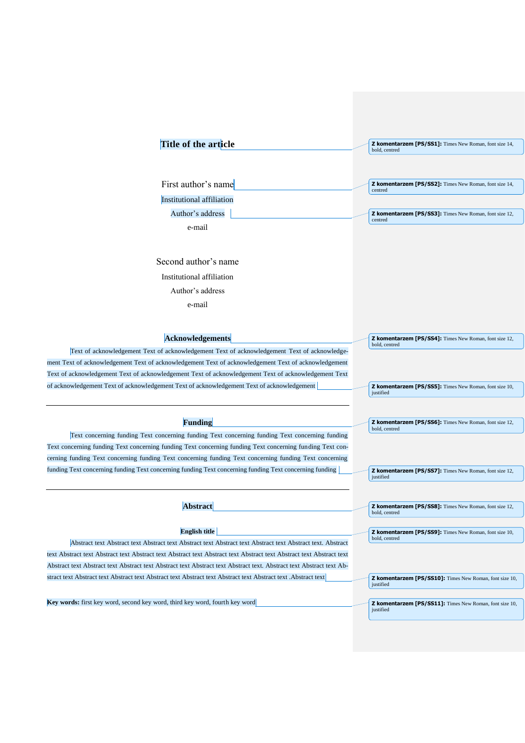# Title of the article

First author's name

Institutional affiliation

Author's address

e-mail

Second author's name

Institutional affiliation

Author's address

e-mail

## Acknowledgements

Text of acknowledgement Text of acknowledgement Text of acknowledgement Text of acknowledgement Text of acknowledgement Text of acknowledgement Text of acknowledgement Text of acknowledgement Text of acknowledgement Text of acknowledgement Text of acknowledgement Text of acknowledgement Text of acknowledgement Text of acknowledgement Text of acknowledgement Text of acknowledgement Text of acknowledgement

---

## Funding

Text concerning funding Text concerning funding Text concerning funding Text concerning funding Text concerning funding Text concerning funding Text concerning funding Text concerning funding Text concerning funding Text concerning funding Text concerning funding Text concerning funding Text concerning funding Text concerning funding Text concerning funding Text concerning funding Text concerning funding Text concerning funding

---

## Abstract

### English title

Abstract text Abstract text Abstract text Abstract text Abstract text Abstract text Abstract text. Abstract text Abstract text Abstract text Abstract text Abstract text Abstract text Abstract text Abstract text Abstract text Abstract text Abstract text Abstract text Abstract text Abstract text Abstract text. Abstract text Abstract text Abstract text Abstract text Abstract text Abstract text Abstract text Abstract text Abstract text .Abstract text

**Key words:** first key word, second key word, third key word, fourth key word

Z komentarzem [PS/SS1]: Times New Roman, font size 14, bold, centred

Z komentarzem [PS/SS2]: Times New Roman, font size 14, centred

Z komentarzem [PS/SS3]: Times New Roman, font size 12, centred

Z komentarzem [PS/SS4]: Times New Roman, font size 12, bold, centred

Z komentarzem [PS/SS5]: Times New Roman, font size 10, justified

Z komentarzem [PS/SS6]: Times New Roman, font size 12, bold, centred

Z komentarzem [PS/SS7]: Times New Roman, font size 12, justified

Z komentarzem [PS/SS8]: Times New Roman, font size 12, bold, centred

Z komentarzem [PS/SS9]: Times New Roman, font size 10, bold, centred

Z komentarzem [PS/SS10]: Times New Roman, font size 10, justified

Z komentarzem [PS/SS11]: Times New Roman, font size 10, justified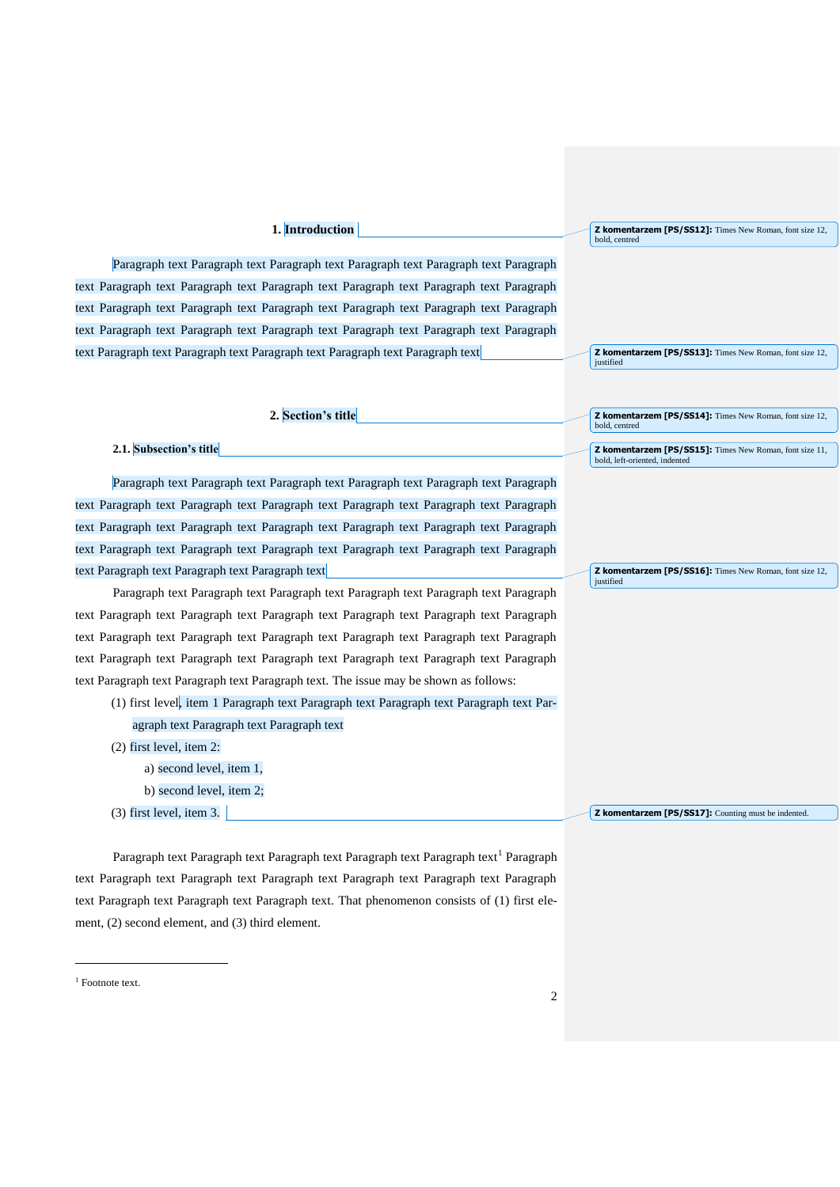# 1. Introduction

Paragraph text Paragraph text Paragraph text Paragraph text Paragraph text Paragraph text Paragraph text Paragraph text Paragraph text Paragraph text Paragraph text Paragraph text Paragraph text Paragraph text Paragraph text Paragraph text Paragraph text Paragraph text Paragraph text Paragraph text Paragraph text Paragraph text Paragraph text Paragraph text Paragraph text Paragraph text Paragraph text Paragraph text Paragraph text

# 2. Section's title

## 2.1. Subsection's title

Paragraph text Paragraph text Paragraph text Paragraph text Paragraph text Paragraph text Paragraph text Paragraph text Paragraph text Paragraph text Paragraph text Paragraph text Paragraph text Paragraph text Paragraph text Paragraph text Paragraph text Paragraph text Paragraph text Paragraph text Paragraph text Paragraph text Paragraph text Paragraph text Paragraph text Paragraph text Paragraph text Paragraph text

Paragraph text Paragraph text Paragraph text Paragraph text Paragraph text Paragraph text Paragraph text Paragraph text Paragraph text Paragraph text Paragraph text Paragraph text Paragraph text Paragraph text Paragraph text Paragraph text Paragraph text Paragraph text Paragraph text Paragraph text Paragraph text Paragraph text Paragraph text Paragraph text Paragraph text Paragraph text Paragraph text Paragraph text. The issue may be shown as follows:

(1) first level, item 1 Paragraph text Paragraph text Paragraph text Paragraph text Paragraph text Paragraph text Paragraph text

(2) first level, item 2:

   a) second level, item 1,

   b) second level, item 2;

(3) first level, item 3.

Paragraph text Paragraph text Paragraph text Paragraph text Paragraph text[1] Paragraph text Paragraph text Paragraph text Paragraph text Paragraph text Paragraph text Paragraph text Paragraph text Paragraph text. That phenomenon consists of (1) first element, (2) second element, and (3) third element.

---

[1] Footnote text.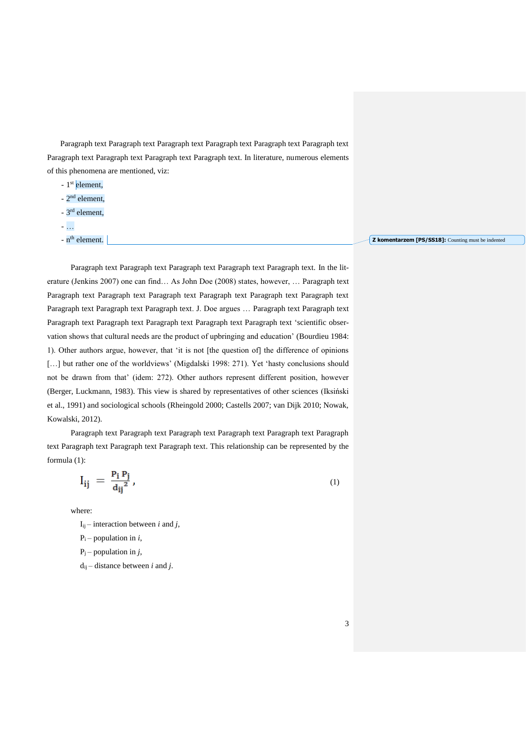Paragraph text Paragraph text Paragraph text Paragraph text Paragraph text Paragraph text Paragraph text Paragraph text Paragraph text Paragraph text. In literature, numerous elements of this phenomena are mentioned, viz:

- 1st element,
- 2nd element,
- 3rd element,
- …
- nth element.

Z komentarzem [PS/SS18]: Counting must be indented

Paragraph text Paragraph text Paragraph text Paragraph text Paragraph text. In the literature (Jenkins 2007) one can find… As John Doe (2008) states, however, … Paragraph text Paragraph text Paragraph text Paragraph text Paragraph text Paragraph text Paragraph text Paragraph text Paragraph text Paragraph text. J. Doe argues … Paragraph text Paragraph text Paragraph text Paragraph text Paragraph text Paragraph text Paragraph text 'scientific observation shows that cultural needs are the product of upbringing and education' (Bourdieu 1984: 1). Other authors argue, however, that 'it is not [the question of] the difference of opinions […] but rather one of the worldviews' (Migdalski 1998: 271). Yet 'hasty conclusions should not be drawn from that' (idem: 272). Other authors represent different position, however (Berger, Luckmann, 1983). This view is shared by representatives of other sciences (Iksiński et al., 1991) and sociological schools (Rheingold 2000; Castells 2007; van Dijk 2010; Nowak, Kowalski, 2012).

Paragraph text Paragraph text Paragraph text Paragraph text Paragraph text Paragraph text Paragraph text Paragraph text Paragraph text. This relationship can be represented by the formula (1):

$$I_{ij} = \frac{P_i \, P_j}{{d_{ij}}^2}, \tag{1}$$

where:

$I_{ij}$ – interaction between *i* and *j*,

$P_i$ – population in *i*,

$P_j$ – population in *j*,

$d_{ij}$ – distance between *i* and *j*.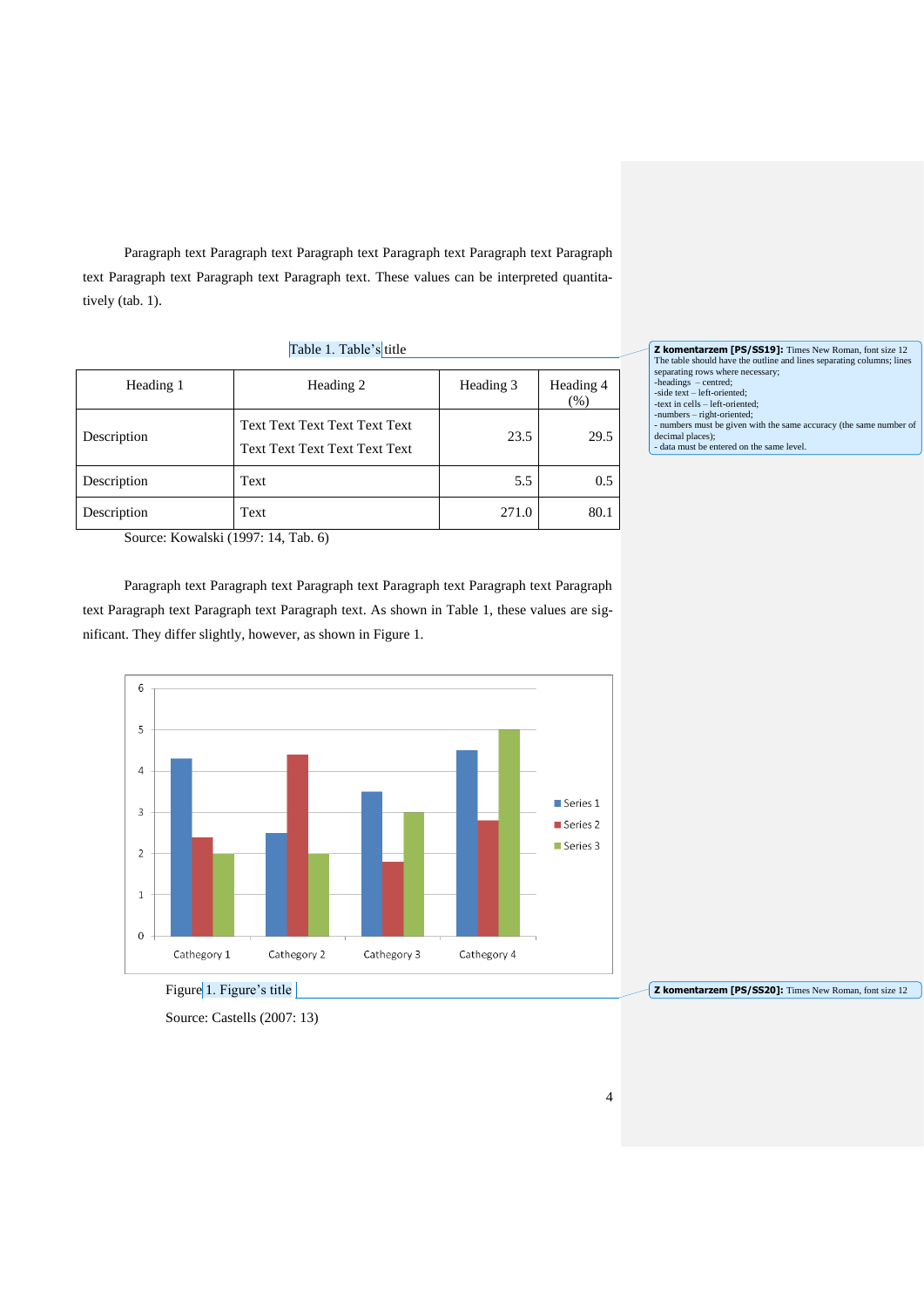Paragraph text Paragraph text Paragraph text Paragraph text Paragraph text Paragraph text Paragraph text Paragraph text Paragraph text. These values can be interpreted quantitatively (tab. 1).

Table 1. Table's title

| Heading 1 | Heading 2 | Heading 3 | Heading 4 (%) |
|---|---|---|---|
| Description | Text Text Text Text Text Text Text Text Text Text Text Text | 23.5 | 29.5 |
| Description | Text | 5.5 | 0.5 |
| Description | Text | 271.0 | 80.1 |

Source: Kowalski (1997: 14, Tab. 6)

Paragraph text Paragraph text Paragraph text Paragraph text Paragraph text Paragraph text Paragraph text Paragraph text Paragraph text. As shown in Table 1, these values are significant. They differ slightly, however, as shown in Figure 1.

Figure 1. Figure's title

Source: Castells (2007: 13)

**Z komentarzem [PS/SS19]:** Times New Roman, font size 12
The table should have the outline and lines separating columns; lines separating rows where necessary;
-headings – centred;
-side text – left-oriented;
-text in cells – left-oriented;
-numbers – right-oriented;
- numbers must be given with the same accuracy (the same number of decimal places);
- data must be entered on the same level.

**Z komentarzem [PS/SS20]:** Times New Roman, font size 12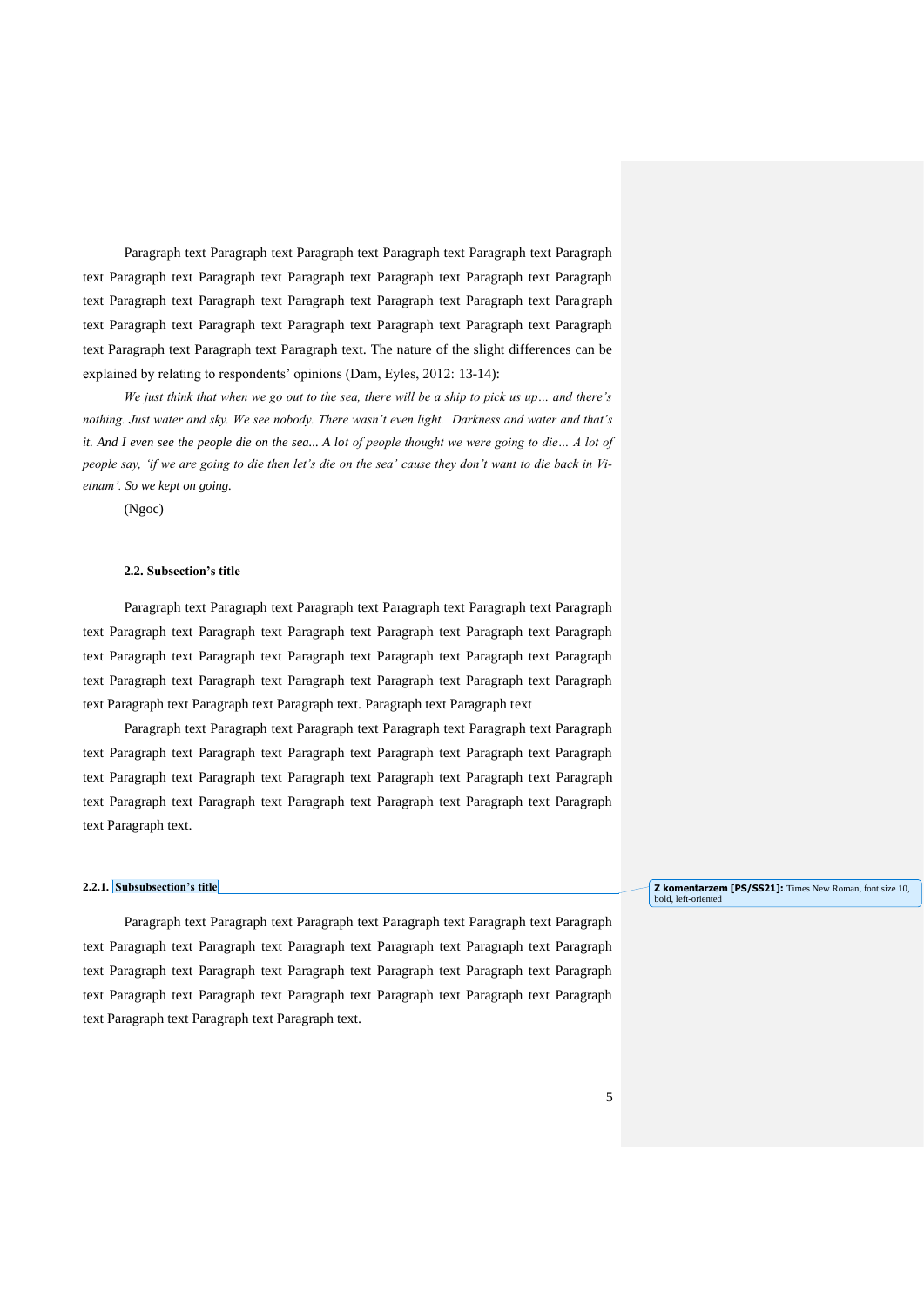Paragraph text Paragraph text Paragraph text Paragraph text Paragraph text Paragraph text Paragraph text Paragraph text Paragraph text Paragraph text Paragraph text Paragraph text Paragraph text Paragraph text Paragraph text Paragraph text Paragraph text Paragraph text Paragraph text Paragraph text Paragraph text Paragraph text Paragraph text Paragraph text Paragraph text Paragraph text Paragraph text Paragraph text Paragraph text. The nature of the slight differences can be explained by relating to respondents' opinions (Dam, Eyles, 2012: 13-14):

*We just think that when we go out to the sea, there will be a ship to pick us up… and there's nothing. Just water and sky. We see nobody. There wasn't even light. Darkness and water and that's it. And I even see the people die on the sea... A lot of people thought we were going to die… A lot of people say, 'if we are going to die then let's die on the sea' cause they don't want to die back in Vietnam'. So we kept on going.*

(Ngoc)

### 2.2. Subsection's title

Paragraph text Paragraph text Paragraph text Paragraph text Paragraph text Paragraph text Paragraph text Paragraph text Paragraph text Paragraph text Paragraph text Paragraph text Paragraph text Paragraph text Paragraph text Paragraph text Paragraph text Paragraph text Paragraph text Paragraph text Paragraph text Paragraph text Paragraph text Paragraph text Paragraph text Paragraph text Paragraph text Paragraph text Paragraph text. Paragraph text Paragraph text

Paragraph text Paragraph text Paragraph text Paragraph text Paragraph text Paragraph text Paragraph text Paragraph text Paragraph text Paragraph text Paragraph text Paragraph text Paragraph text Paragraph text Paragraph text Paragraph text Paragraph text Paragraph text Paragraph text Paragraph text Paragraph text Paragraph text Paragraph text Paragraph text Paragraph text.

#### 2.2.1. Subsubsection's title

Z komentarzem [PS/SS21]: Times New Roman, font size 10, bold, left-oriented

Paragraph text Paragraph text Paragraph text Paragraph text Paragraph text Paragraph text Paragraph text Paragraph text Paragraph text Paragraph text Paragraph text Paragraph text Paragraph text Paragraph text Paragraph text Paragraph text Paragraph text Paragraph text Paragraph text Paragraph text Paragraph text Paragraph text Paragraph text Paragraph text Paragraph text Paragraph text Paragraph text Paragraph text Paragraph text.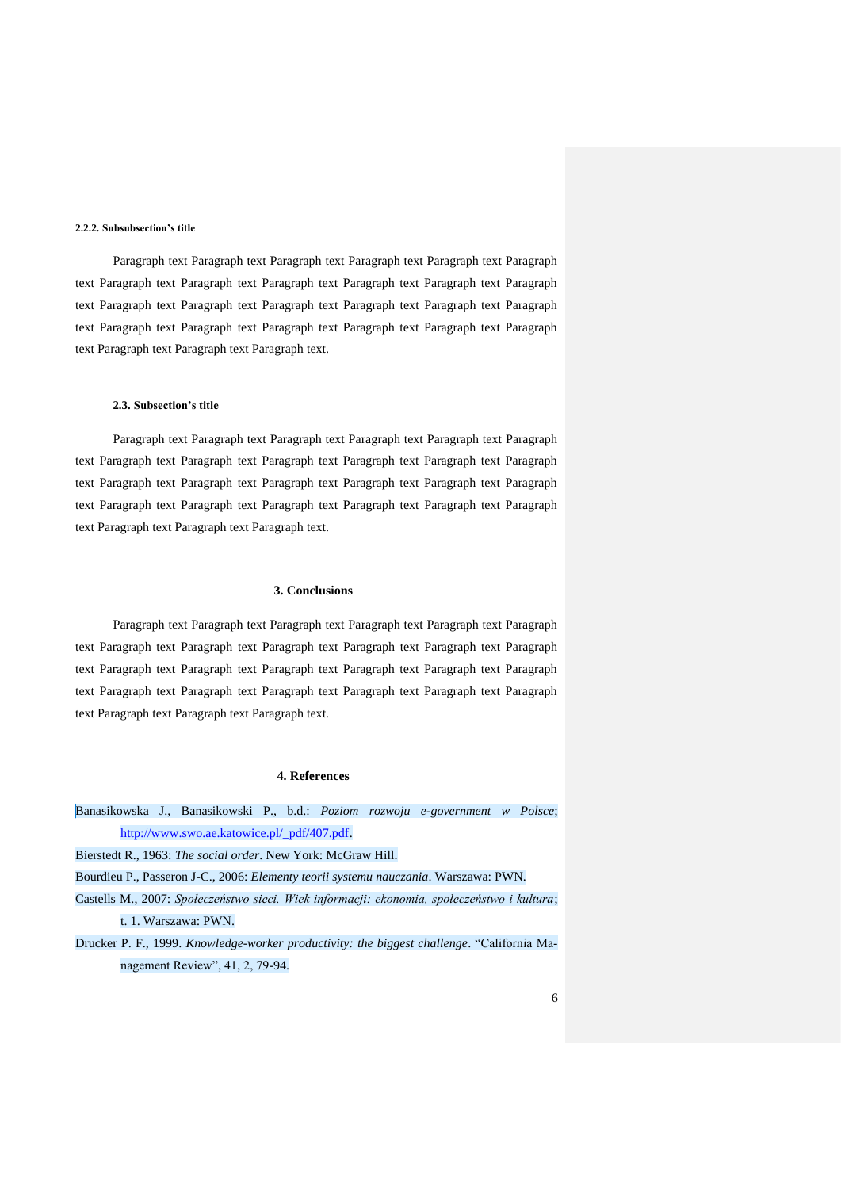#### 2.2.2. Subsubsection's title

Paragraph text Paragraph text Paragraph text Paragraph text Paragraph text Paragraph text Paragraph text Paragraph text Paragraph text Paragraph text Paragraph text Paragraph text Paragraph text Paragraph text Paragraph text Paragraph text Paragraph text Paragraph text Paragraph text Paragraph text Paragraph text Paragraph text Paragraph text Paragraph text Paragraph text Paragraph text Paragraph text Paragraph text Paragraph text.

### 2.3. Subsection's title

Paragraph text Paragraph text Paragraph text Paragraph text Paragraph text Paragraph text Paragraph text Paragraph text Paragraph text Paragraph text Paragraph text Paragraph text Paragraph text Paragraph text Paragraph text Paragraph text Paragraph text Paragraph text Paragraph text Paragraph text Paragraph text Paragraph text Paragraph text Paragraph text Paragraph text Paragraph text Paragraph text Paragraph text Paragraph text.

## 3. Conclusions

Paragraph text Paragraph text Paragraph text Paragraph text Paragraph text Paragraph text Paragraph text Paragraph text Paragraph text Paragraph text Paragraph text Paragraph text Paragraph text Paragraph text Paragraph text Paragraph text Paragraph text Paragraph text Paragraph text Paragraph text Paragraph text Paragraph text Paragraph text Paragraph text Paragraph text Paragraph text Paragraph text Paragraph text Paragraph text.

## 4. References

Banasikowska J., Banasikowski P., b.d.: *Poziom rozwoju e-government w Polsce*; http://www.swo.ae.katowice.pl/_pdf/407.pdf.

Bierstedt R., 1963: *The social order*. New York: McGraw Hill.

Bourdieu P., Passeron J-C., 2006: *Elementy teorii systemu nauczania*. Warszawa: PWN.

Castells M., 2007: *Społeczeństwo sieci. Wiek informacji: ekonomia, społeczeństwo i kultura*; t. 1. Warszawa: PWN.

Drucker P. F., 1999. *Knowledge-worker productivity: the biggest challenge*. "California Management Review", 41, 2, 79-94.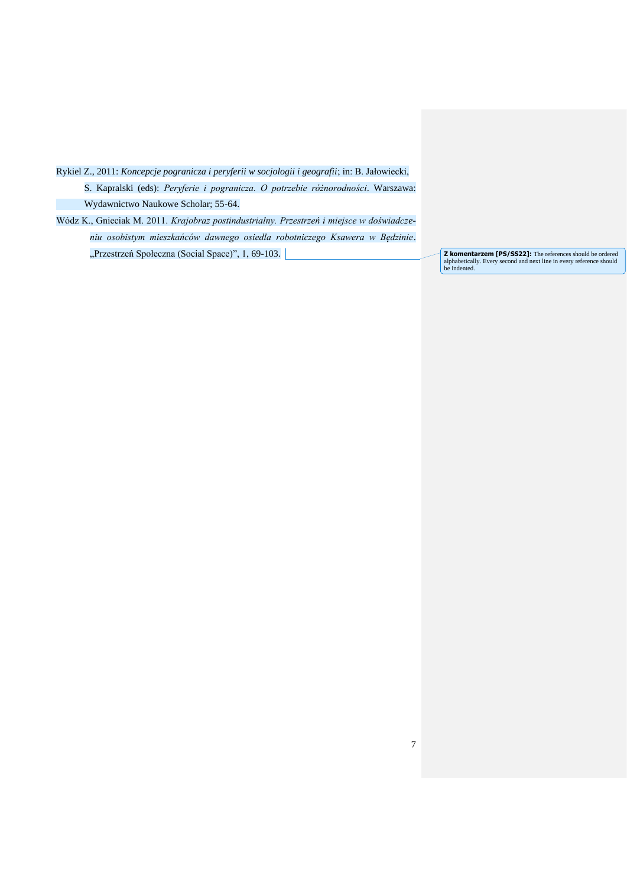Rykiel Z., 2011: *Koncepcje pogranicza i peryferii w socjologii i geografii*; in: B. Jałowiecki, S. Kapralski (eds): *Peryferie i pogranicza. O potrzebie różnorodności*. Warszawa: Wydawnictwo Naukowe Scholar; 55-64.

Wódz K., Gnieciak M. 2011. *Krajobraz postindustrialny. Przestrzeń i miejsce w doświadczeniu osobistym mieszkańców dawnego osiedla robotniczego Ksawera w Będzinie*. „Przestrzeń Społeczna (Social Space)", 1, 69-103.

**Z komentarzem [PS/SS22]:** The references should be ordered alphabetically. Every second and next line in every reference should be indented.